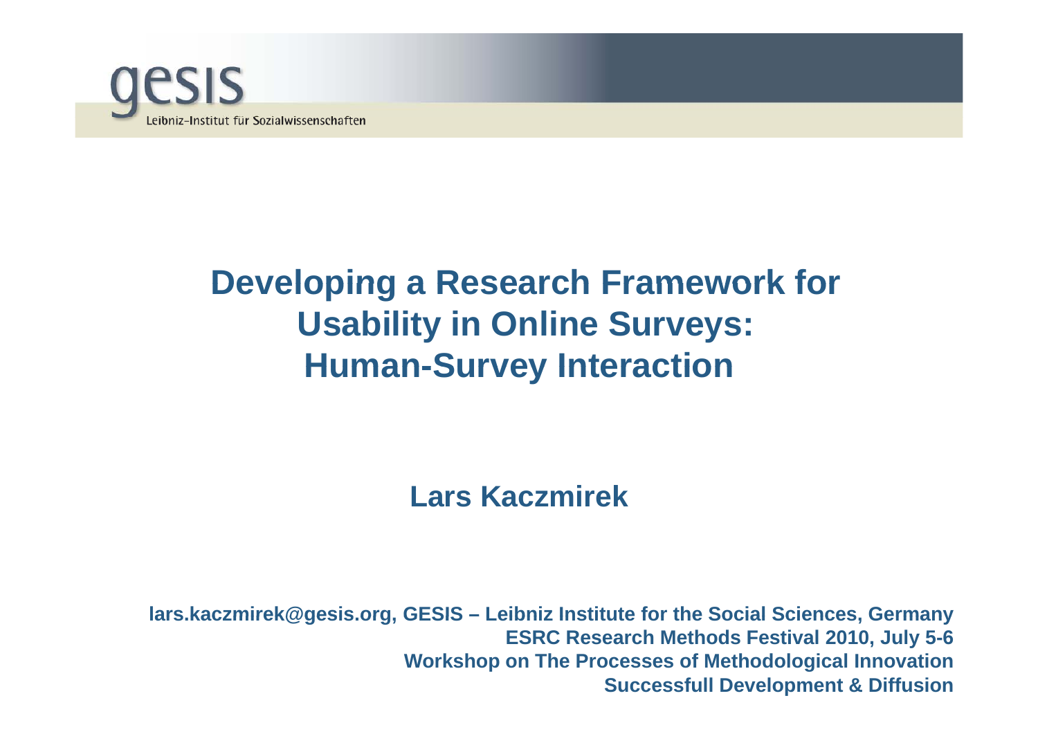gesis
Leibniz-Institut für Sozialwissenschaften

# Developing a Research Framework for Usability in Online Surveys: Human-Survey Interaction

**Lars Kaczmirek**

**lars.kaczmirek@gesis.org, GESIS – Leibniz Institute for the Social Sciences, Germany**
**ESRC Research Methods Festival 2010, July 5-6**
**Workshop on The Processes of Methodological Innovation**
**Successfull Development & Diffusion**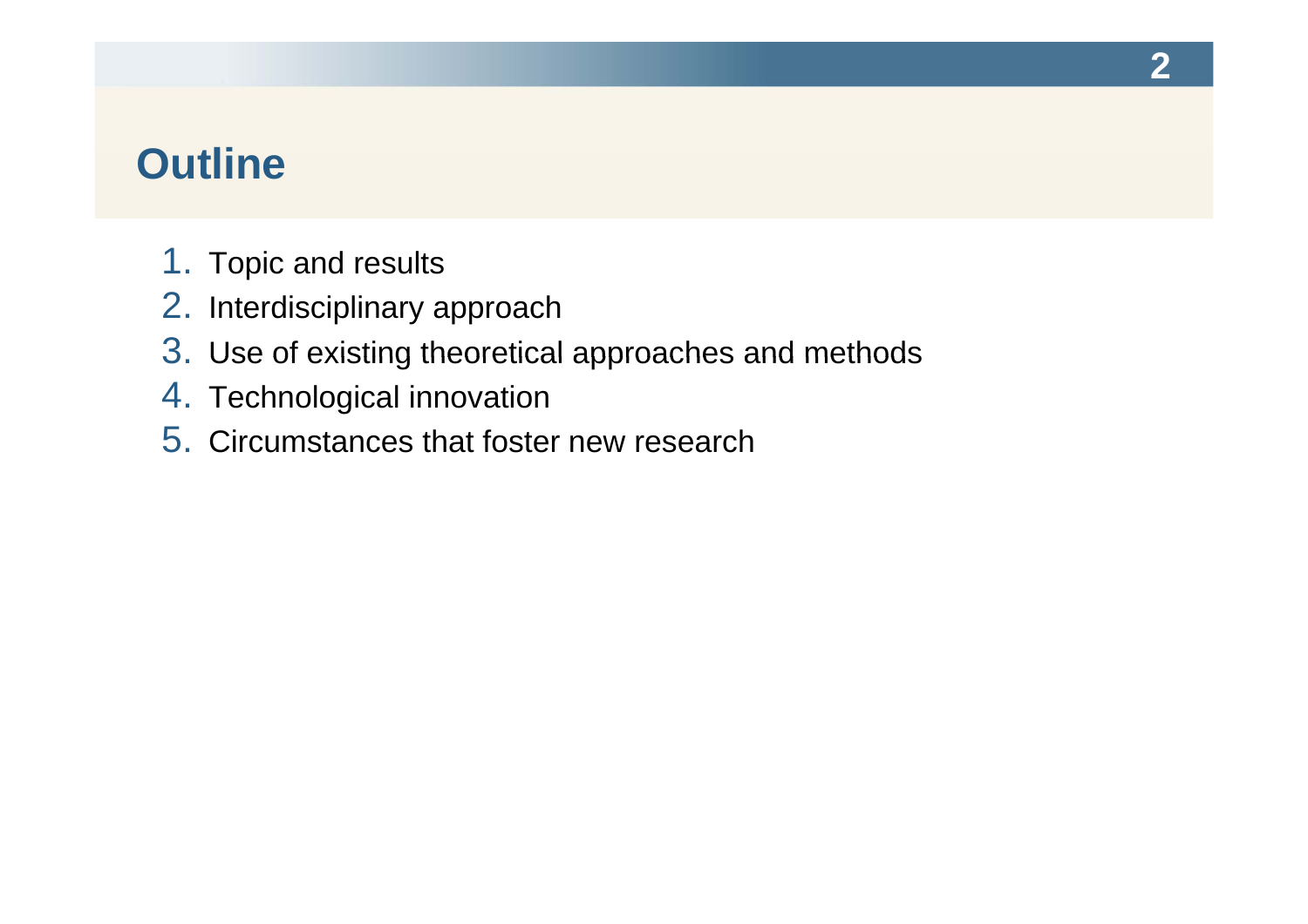# Outline

1. Topic and results
2. Interdisciplinary approach
3. Use of existing theoretical approaches and methods
4. Technological innovation
5. Circumstances that foster new research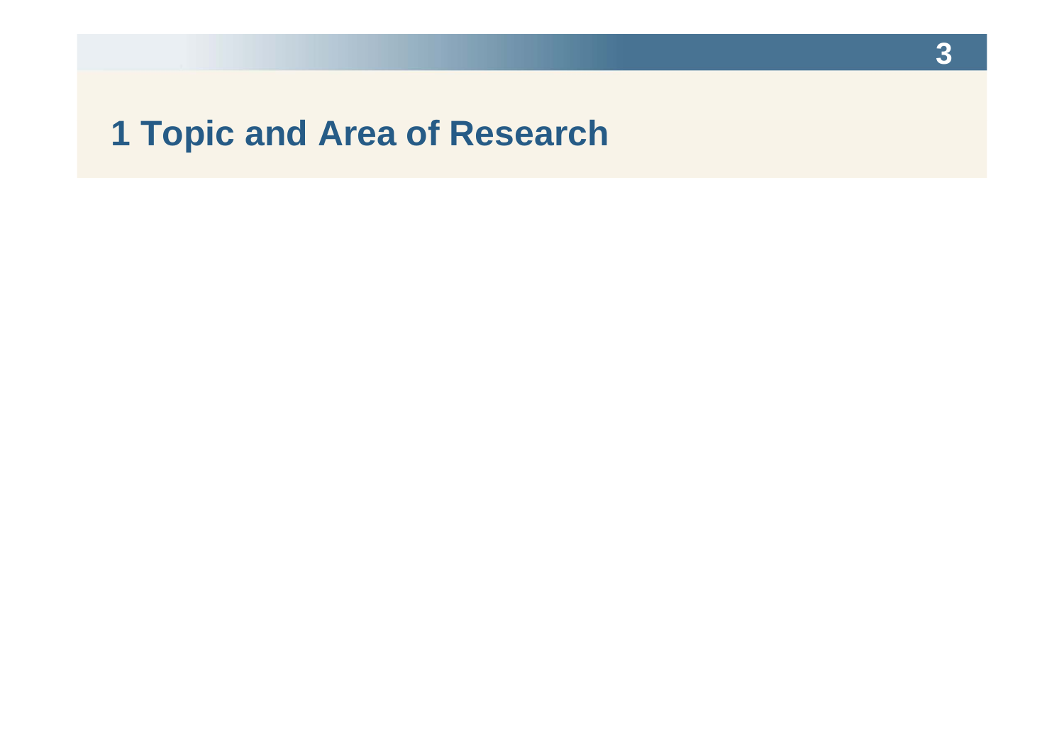# 1 Topic and Area of Research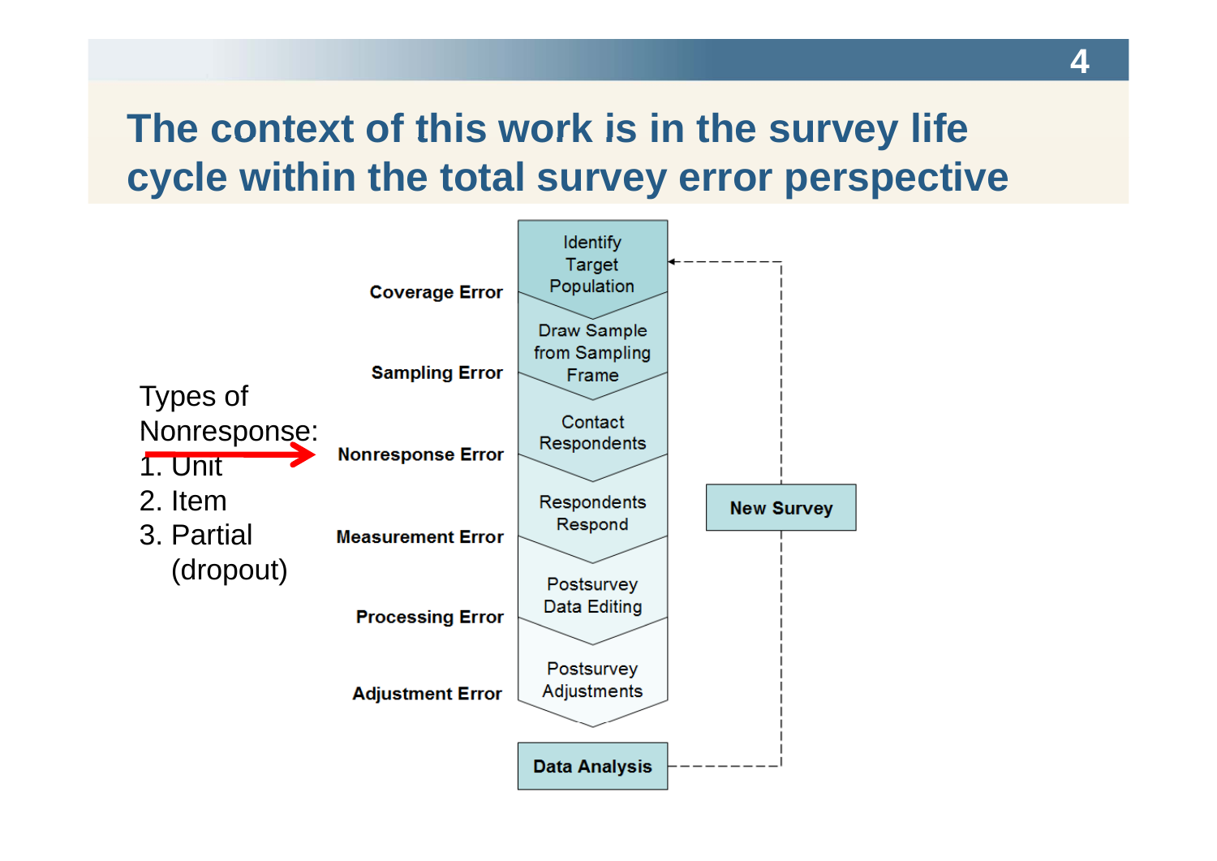# The context of this work is in the survey life cycle within the total survey error perspective

Types of Nonresponse:

1. Unit
2. Item
3. Partial (dropout)

| Error | Survey Life Cycle Step |
|---|---|
| Coverage Error | Identify Target Population |
| Sampling Error | Draw Sample from Sampling Frame |
| Nonresponse Error | Contact Respondents |
| Measurement Error | Respondents Respond |
| Processing Error | Postsurvey Data Editing |
| Adjustment Error | Postsurvey Adjustments |
| | Data Analysis |

New Survey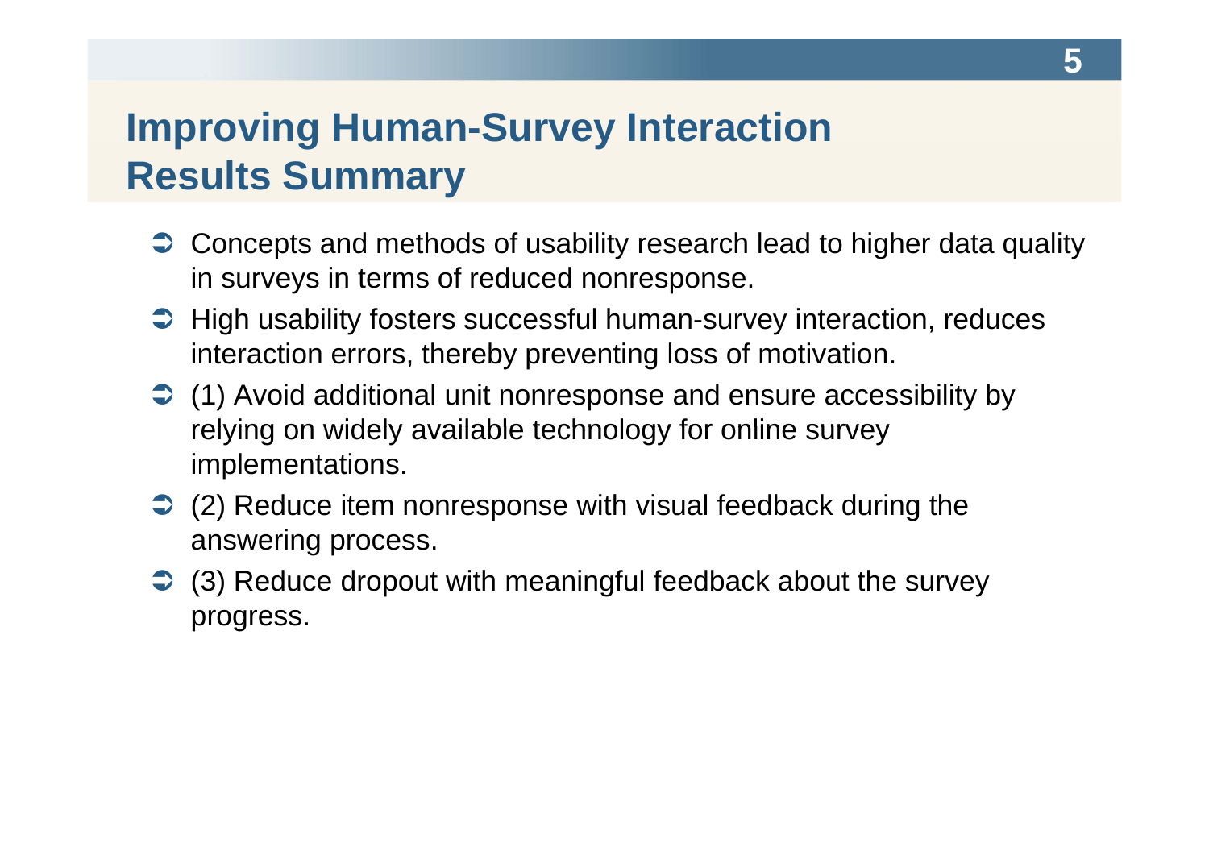# Improving Human-Survey Interaction
## Results Summary

- Concepts and methods of usability research lead to higher data quality in surveys in terms of reduced nonresponse.
- High usability fosters successful human-survey interaction, reduces interaction errors, thereby preventing loss of motivation.
- (1) Avoid additional unit nonresponse and ensure accessibility by relying on widely available technology for online survey implementations.
- (2) Reduce item nonresponse with visual feedback during the answering process.
- (3) Reduce dropout with meaningful feedback about the survey progress.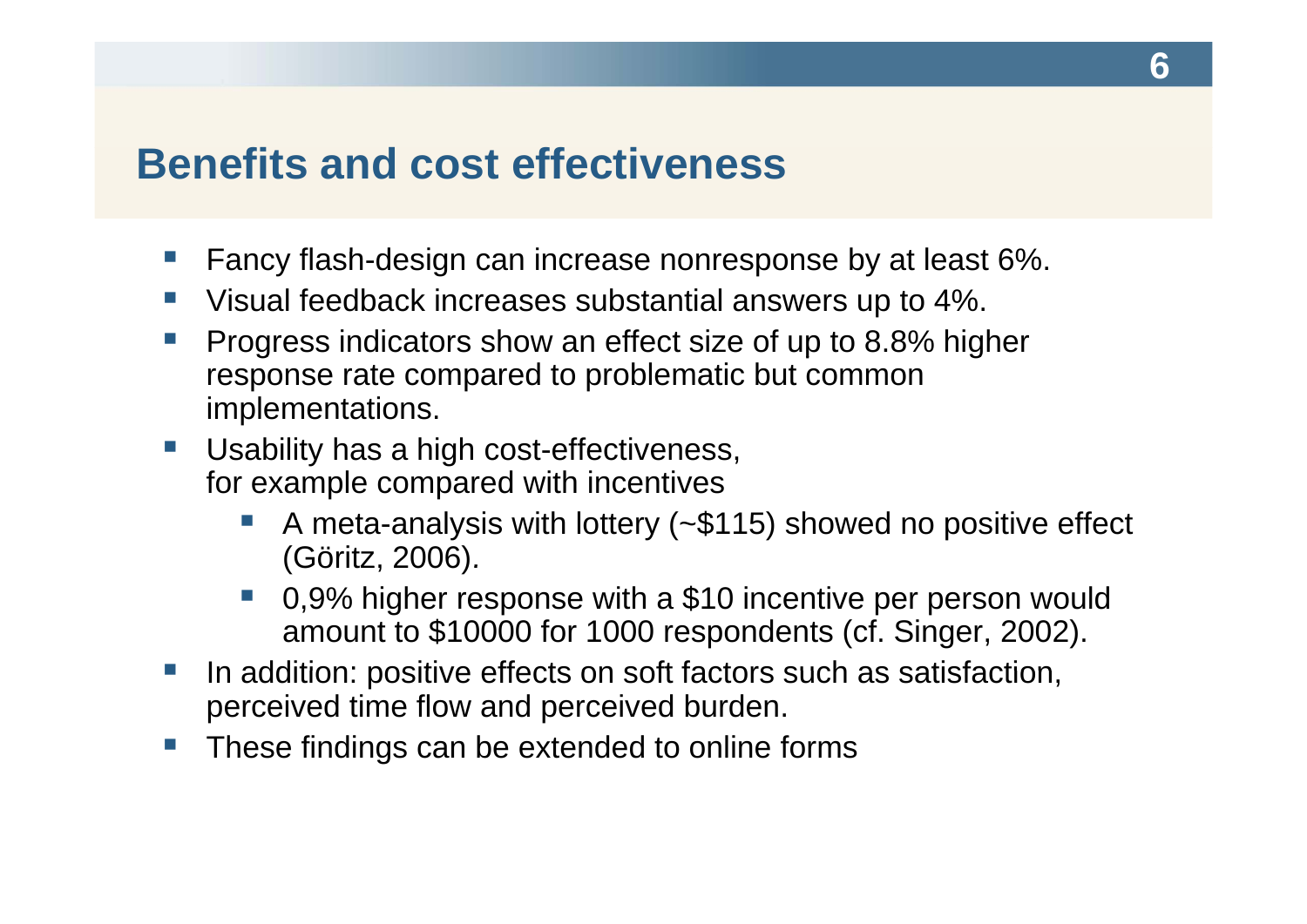# Benefits and cost effectiveness

- Fancy flash-design can increase nonresponse by at least 6%.
- Visual feedback increases substantial answers up to 4%.
- Progress indicators show an effect size of up to 8.8% higher response rate compared to problematic but common implementations.
- Usability has a high cost-effectiveness, for example compared with incentives
  - A meta-analysis with lottery (~$115) showed no positive effect (Göritz, 2006).
  - 0,9% higher response with a $10 incentive per person would amount to $10000 for 1000 respondents (cf. Singer, 2002).
- In addition: positive effects on soft factors such as satisfaction, perceived time flow and perceived burden.
- These findings can be extended to online forms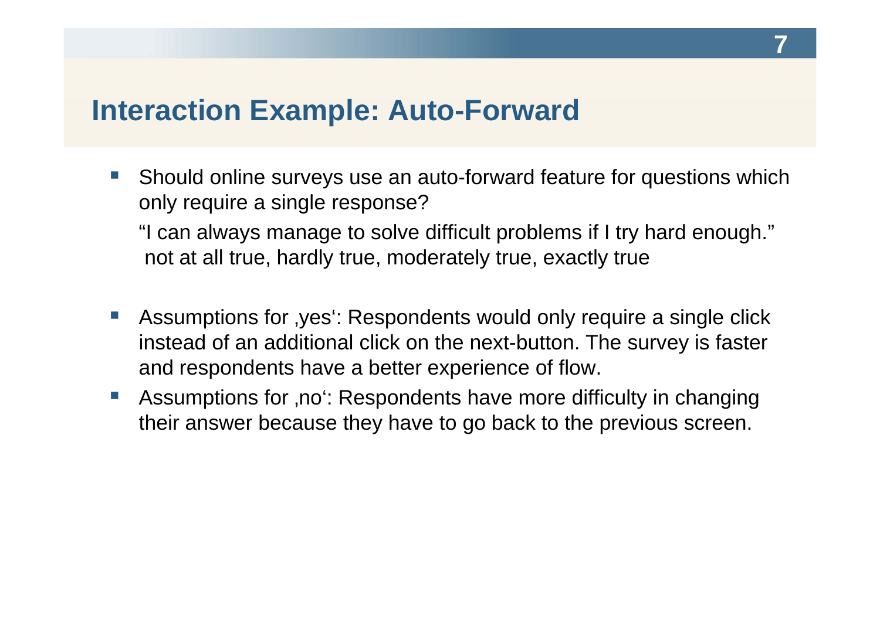# Interaction Example: Auto-Forward

- Should online surveys use an auto-forward feature for questions which only require a single response?

  "I can always manage to solve difficult problems if I try hard enough."
  not at all true, hardly true, moderately true, exactly true

- Assumptions for ‚yes': Respondents would only require a single click instead of an additional click on the next-button. The survey is faster and respondents have a better experience of flow.
- Assumptions for ‚no': Respondents have more difficulty in changing their answer because they have to go back to the previous screen.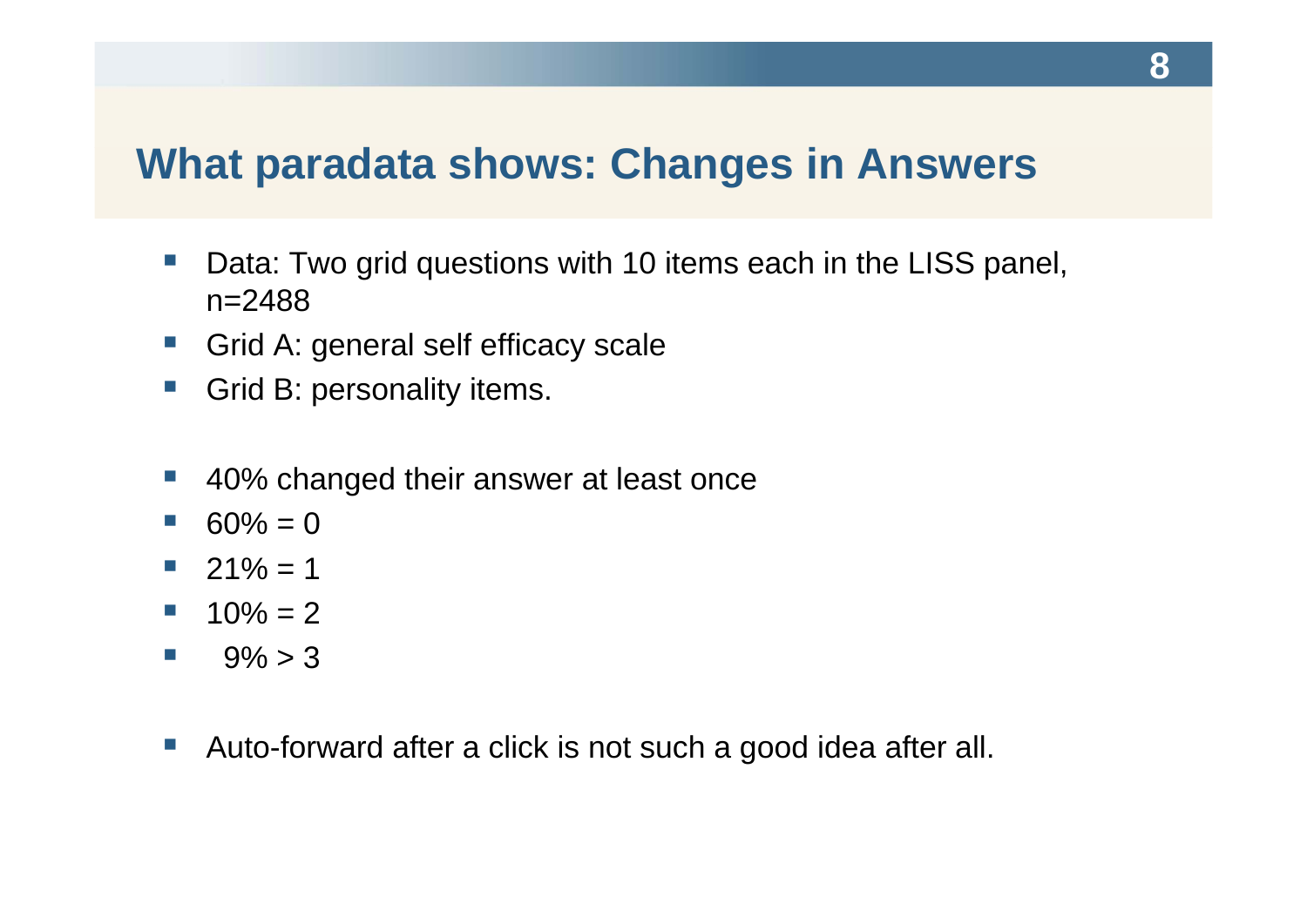# What paradata shows: Changes in Answers

- Data: Two grid questions with 10 items each in the LISS panel, n=2488
- Grid A: general self efficacy scale
- Grid B: personality items.

- 40% changed their answer at least once
- 60% = 0
- 21% = 1
- 10% = 2
- 9% > 3

- Auto-forward after a click is not such a good idea after all.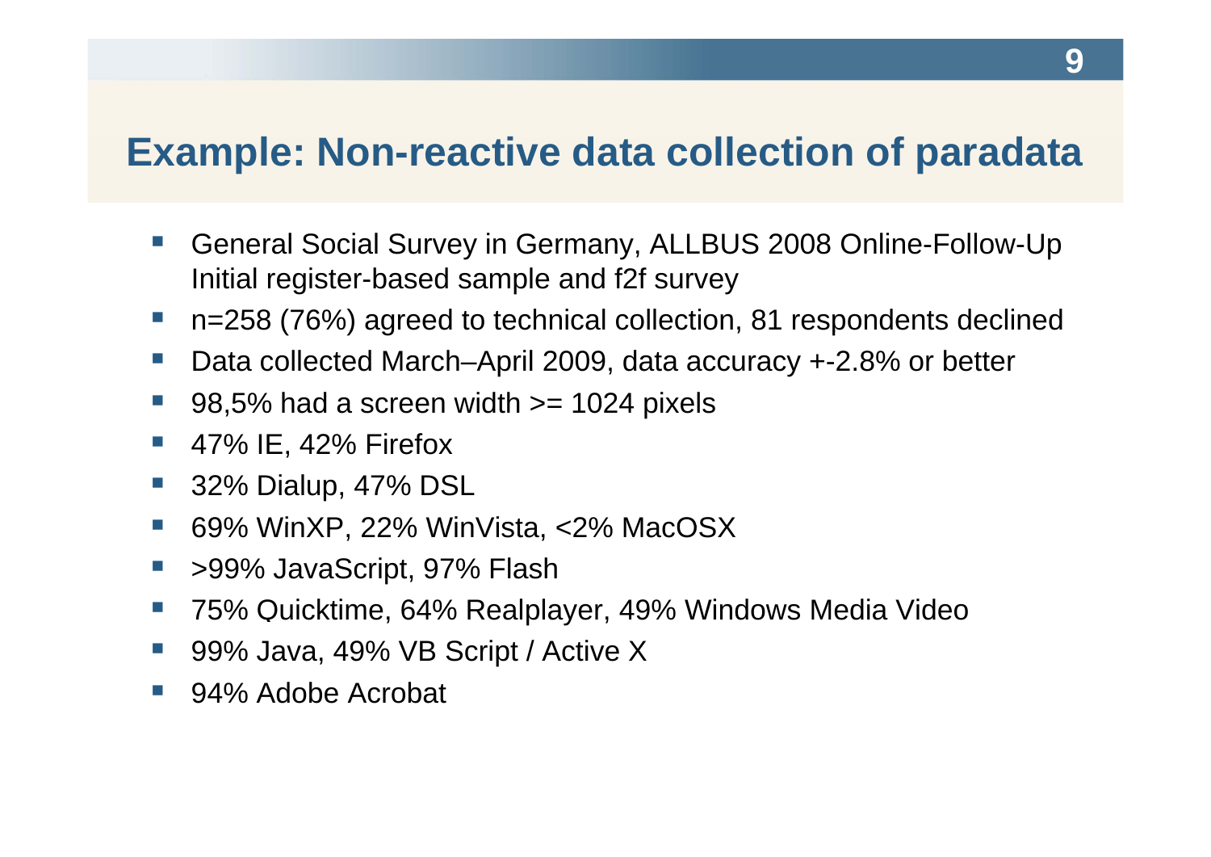# Example: Non-reactive data collection of paradata

- General Social Survey in Germany, ALLBUS 2008 Online-Follow-Up Initial register-based sample and f2f survey
- n=258 (76%) agreed to technical collection, 81 respondents declined
- Data collected March–April 2009, data accuracy +-2.8% or better
- 98,5% had a screen width >= 1024 pixels
- 47% IE, 42% Firefox
- 32% Dialup, 47% DSL
- 69% WinXP, 22% WinVista, <2% MacOSX
- >99% JavaScript, 97% Flash
- 75% Quicktime, 64% Realplayer, 49% Windows Media Video
- 99% Java, 49% VB Script / Active X
- 94% Adobe Acrobat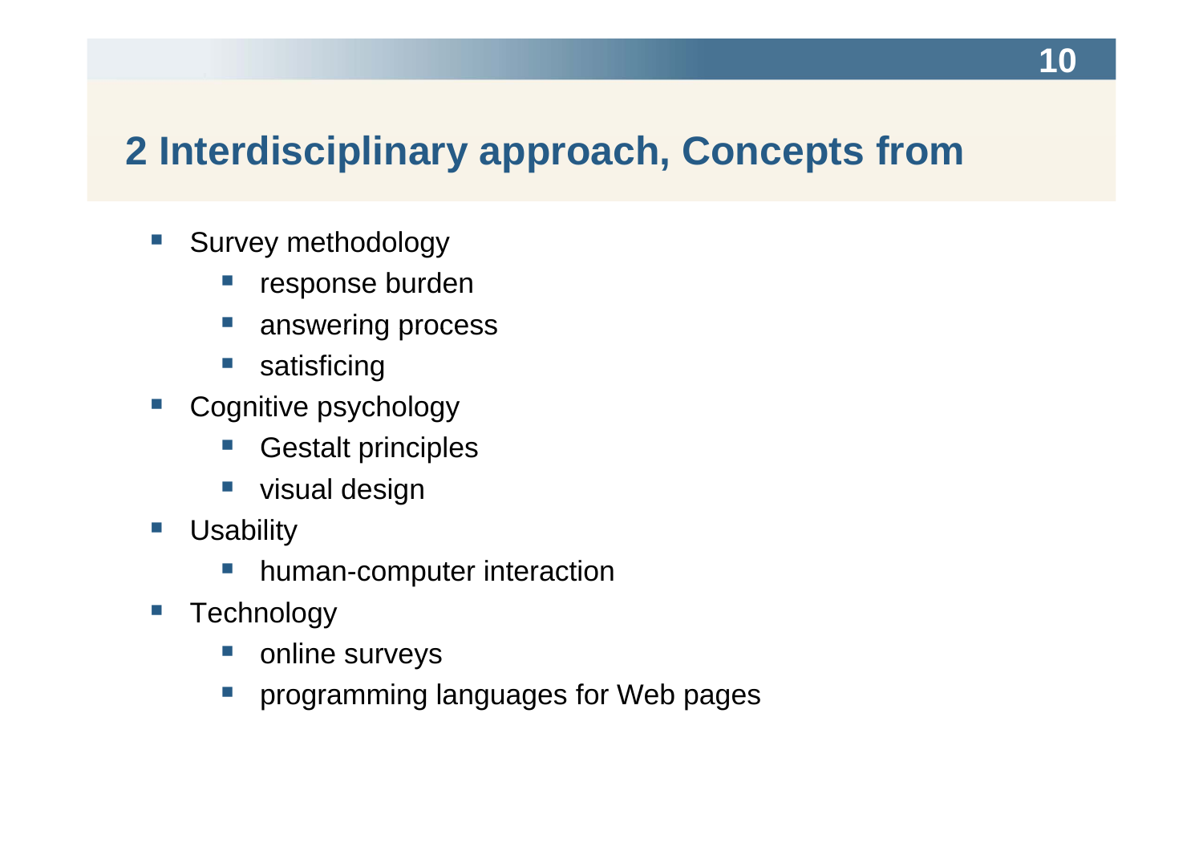## 2 Interdisciplinary approach, Concepts from

- Survey methodology
  - response burden
  - answering process
  - satisficing
- Cognitive psychology
  - Gestalt principles
  - visual design
- Usability
  - human-computer interaction
- Technology
  - online surveys
  - programming languages for Web pages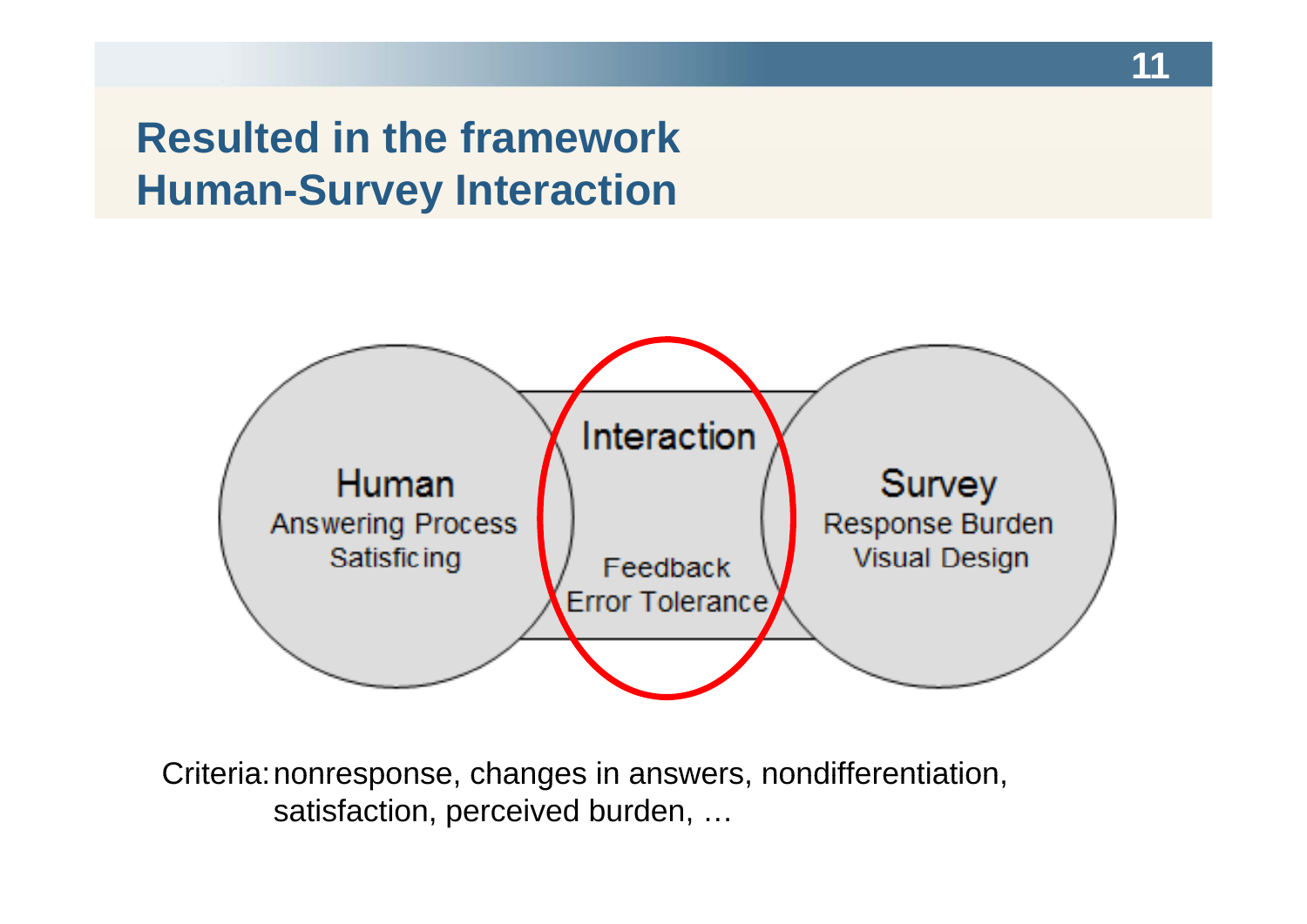## Resulted in the framework Human-Survey Interaction

Human
Answering Process
Satisficing

Interaction
Feedback
Error Tolerance

Survey
Response Burden
Visual Design

Criteria: nonresponse, changes in answers, nondifferentiation, satisfaction, perceived burden, …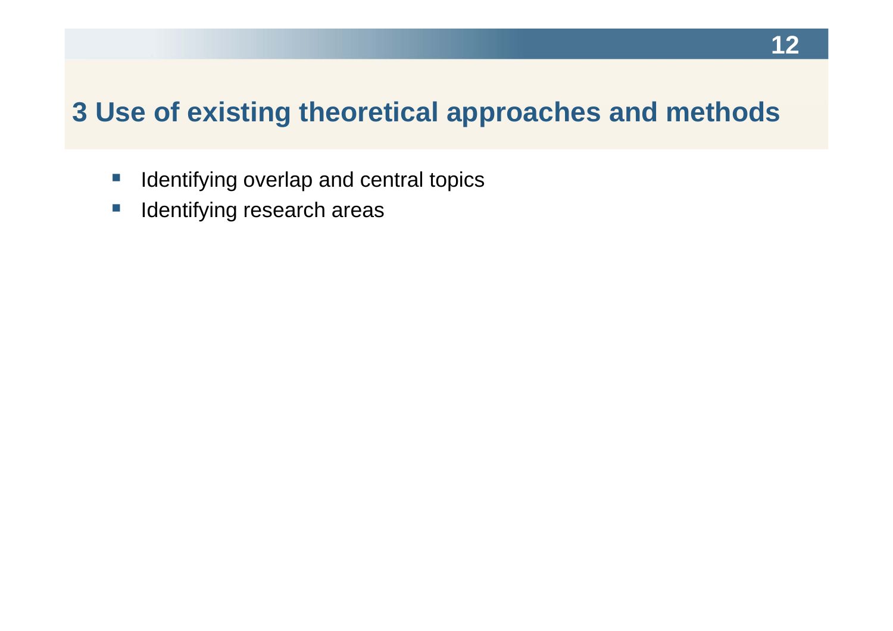# 3 Use of existing theoretical approaches and methods

- Identifying overlap and central topics
- Identifying research areas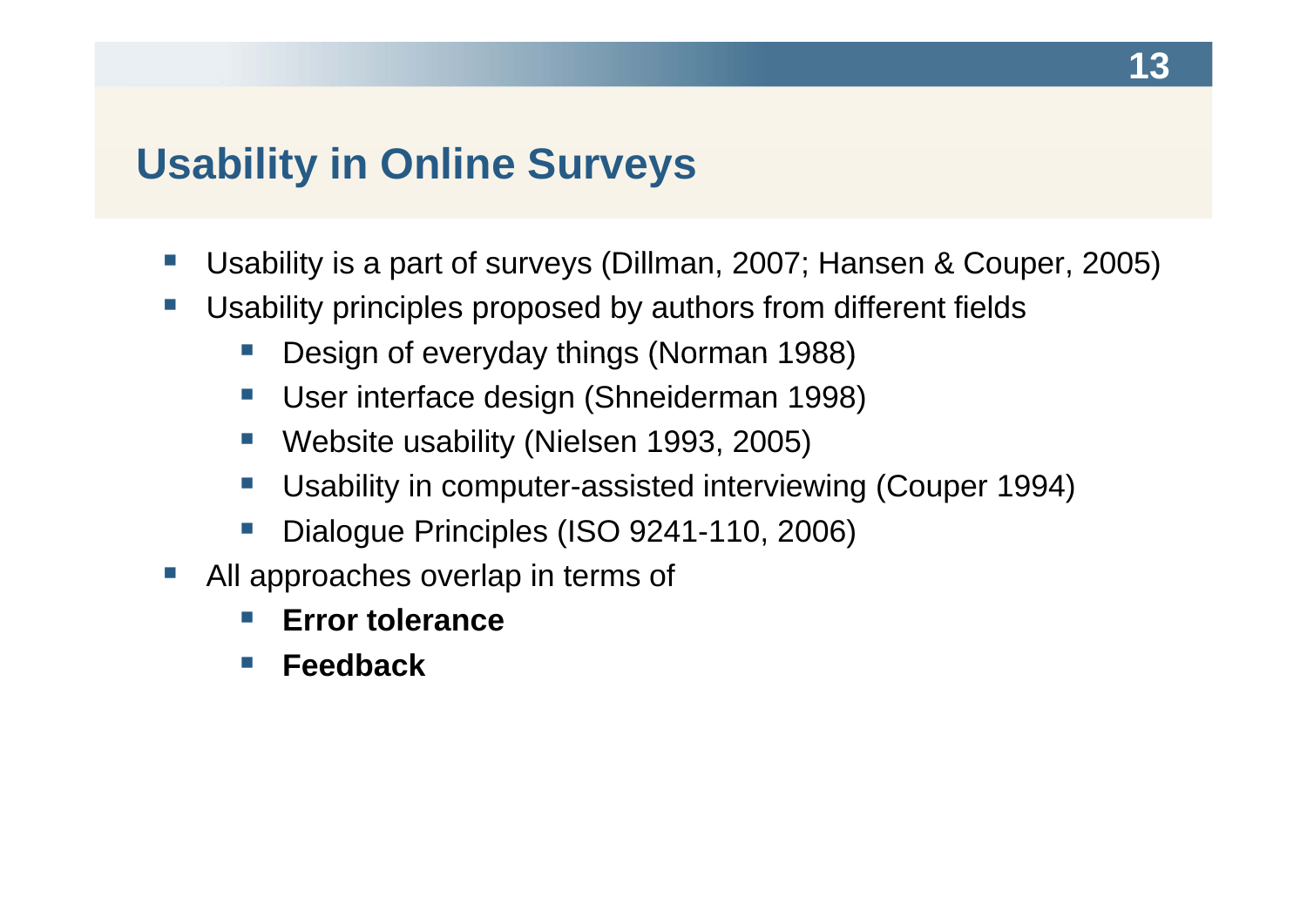## Usability in Online Surveys

- Usability is a part of surveys (Dillman, 2007; Hansen & Couper, 2005)
- Usability principles proposed by authors from different fields
  - Design of everyday things (Norman 1988)
  - User interface design (Shneiderman 1998)
  - Website usability (Nielsen 1993, 2005)
  - Usability in computer-assisted interviewing (Couper 1994)
  - Dialogue Principles (ISO 9241-110, 2006)
- All approaches overlap in terms of
  - **Error tolerance**
  - **Feedback**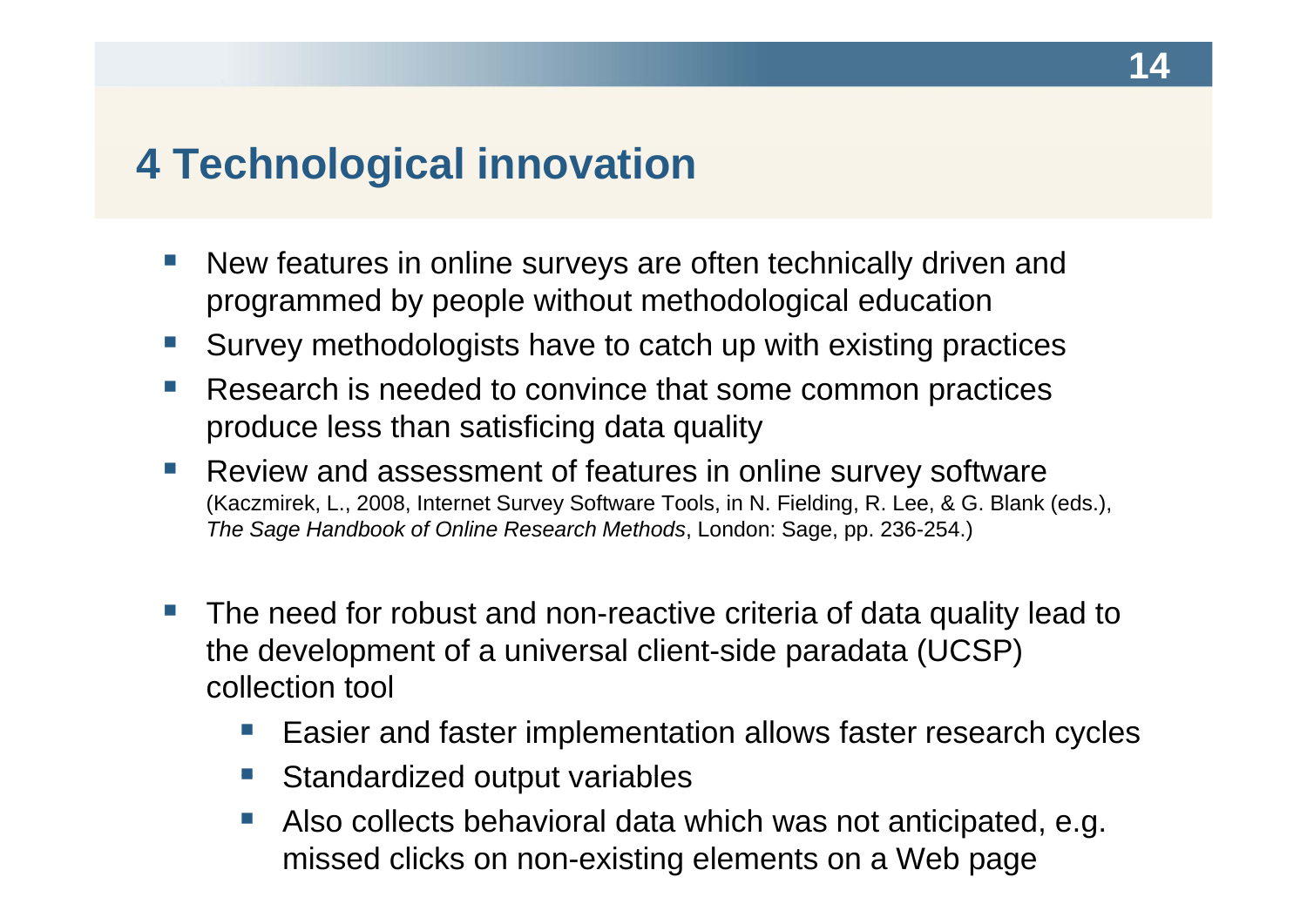# 4 Technological innovation

- New features in online surveys are often technically driven and programmed by people without methodological education
- Survey methodologists have to catch up with existing practices
- Research is needed to convince that some common practices produce less than satisficing data quality
- Review and assessment of features in online survey software (Kaczmirek, L., 2008, Internet Survey Software Tools, in N. Fielding, R. Lee, & G. Blank (eds.), *The Sage Handbook of Online Research Methods*, London: Sage, pp. 236-254.)

- The need for robust and non-reactive criteria of data quality lead to the development of a universal client-side paradata (UCSP) collection tool
  - Easier and faster implementation allows faster research cycles
  - Standardized output variables
  - Also collects behavioral data which was not anticipated, e.g. missed clicks on non-existing elements on a Web page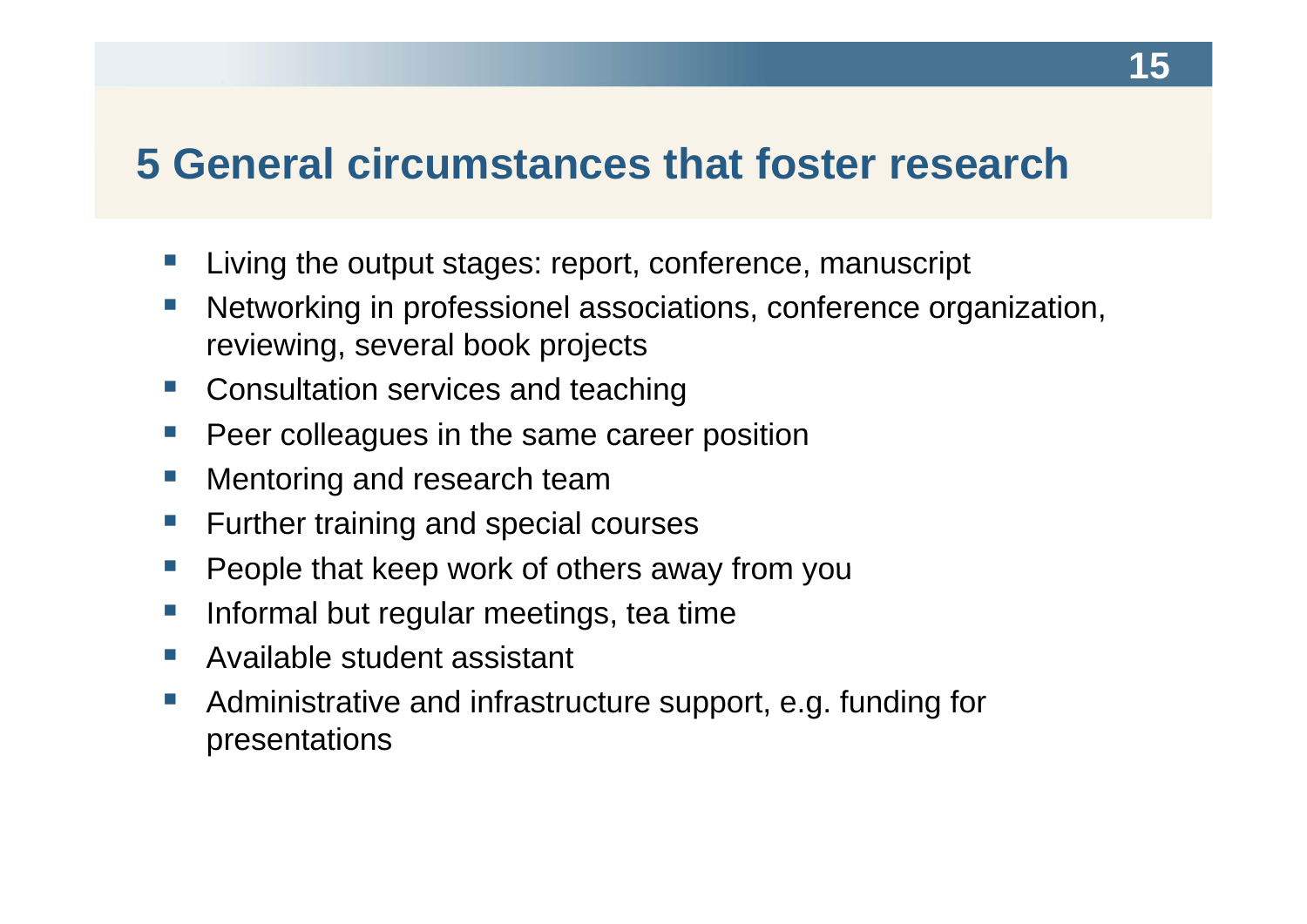# 5 General circumstances that foster research

- Living the output stages: report, conference, manuscript
- Networking in professionel associations, conference organization, reviewing, several book projects
- Consultation services and teaching
- Peer colleagues in the same career position
- Mentoring and research team
- Further training and special courses
- People that keep work of others away from you
- Informal but regular meetings, tea time
- Available student assistant
- Administrative and infrastructure support, e.g. funding for presentations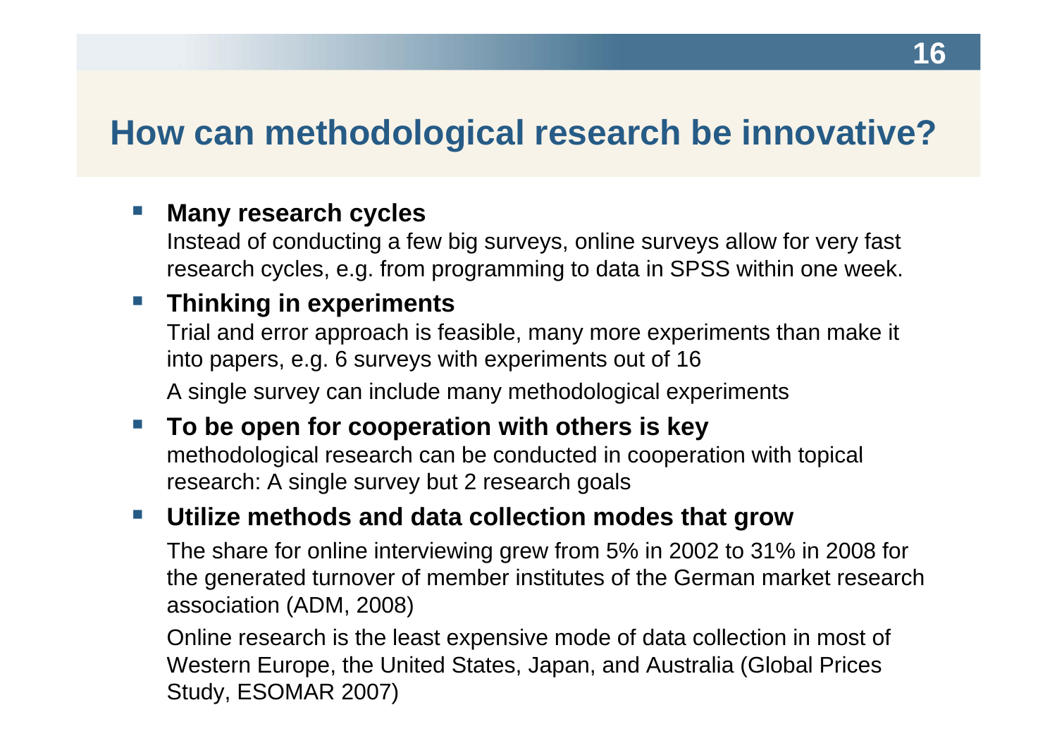# How can methodological research be innovative?

- **Many research cycles**
  Instead of conducting a few big surveys, online surveys allow for very fast research cycles, e.g. from programming to data in SPSS within one week.
- **Thinking in experiments**
  Trial and error approach is feasible, many more experiments than make it into papers, e.g. 6 surveys with experiments out of 16

  A single survey can include many methodological experiments
- **To be open for cooperation with others is key**
  methodological research can be conducted in cooperation with topical research: A single survey but 2 research goals
- **Utilize methods and data collection modes that grow**

  The share for online interviewing grew from 5% in 2002 to 31% in 2008 for the generated turnover of member institutes of the German market research association (ADM, 2008)

  Online research is the least expensive mode of data collection in most of Western Europe, the United States, Japan, and Australia (Global Prices Study, ESOMAR 2007)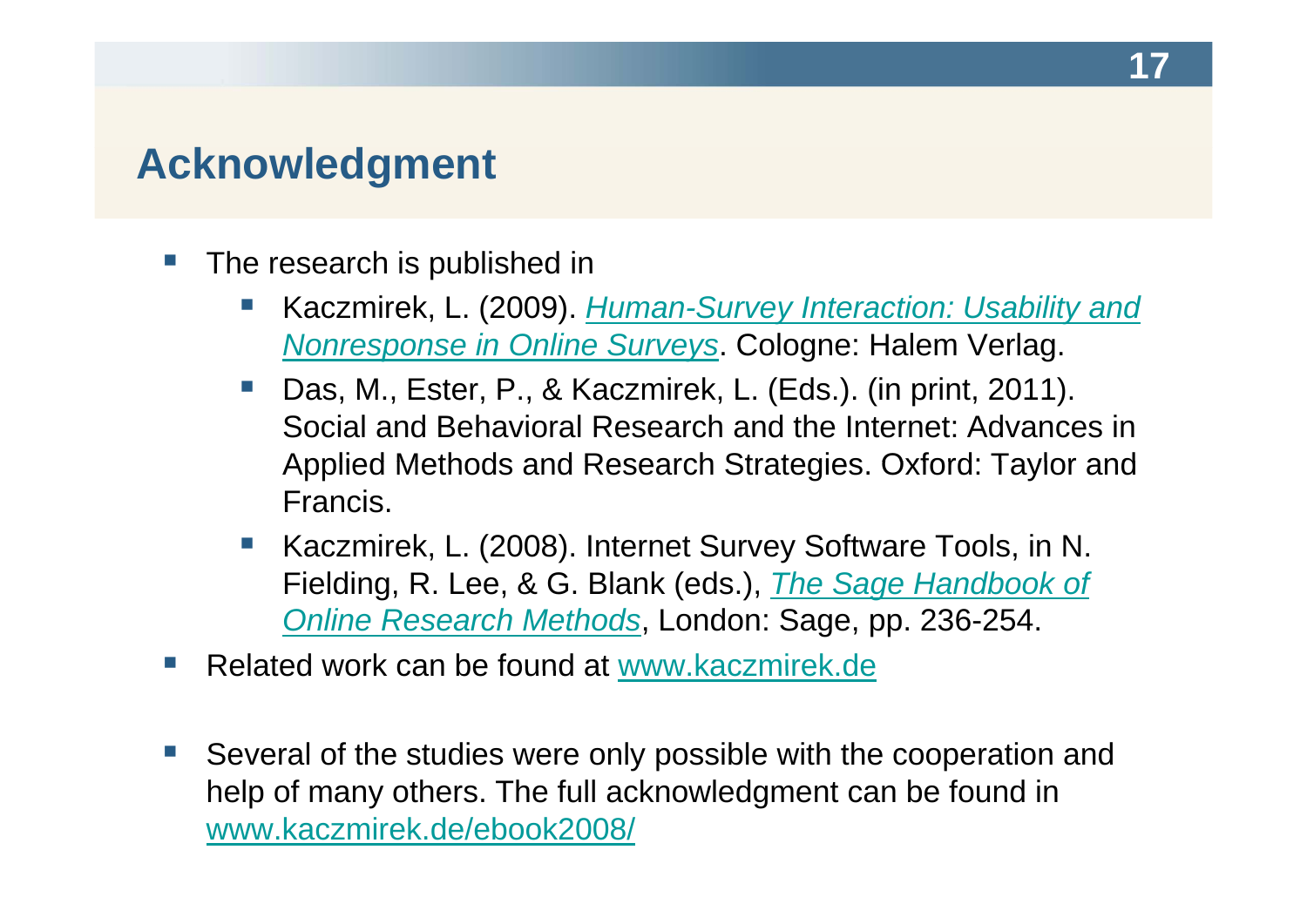## Acknowledgment

- The research is published in
  - Kaczmirek, L. (2009). *Human-Survey Interaction: Usability and Nonresponse in Online Surveys*. Cologne: Halem Verlag.
  - Das, M., Ester, P., & Kaczmirek, L. (Eds.). (in print, 2011). Social and Behavioral Research and the Internet: Advances in Applied Methods and Research Strategies. Oxford: Taylor and Francis.
  - Kaczmirek, L. (2008). Internet Survey Software Tools, in N. Fielding, R. Lee, & G. Blank (eds.), *The Sage Handbook of Online Research Methods*, London: Sage, pp. 236-254.
- Related work can be found at www.kaczmirek.de
- Several of the studies were only possible with the cooperation and help of many others. The full acknowledgment can be found in www.kaczmirek.de/ebook2008/